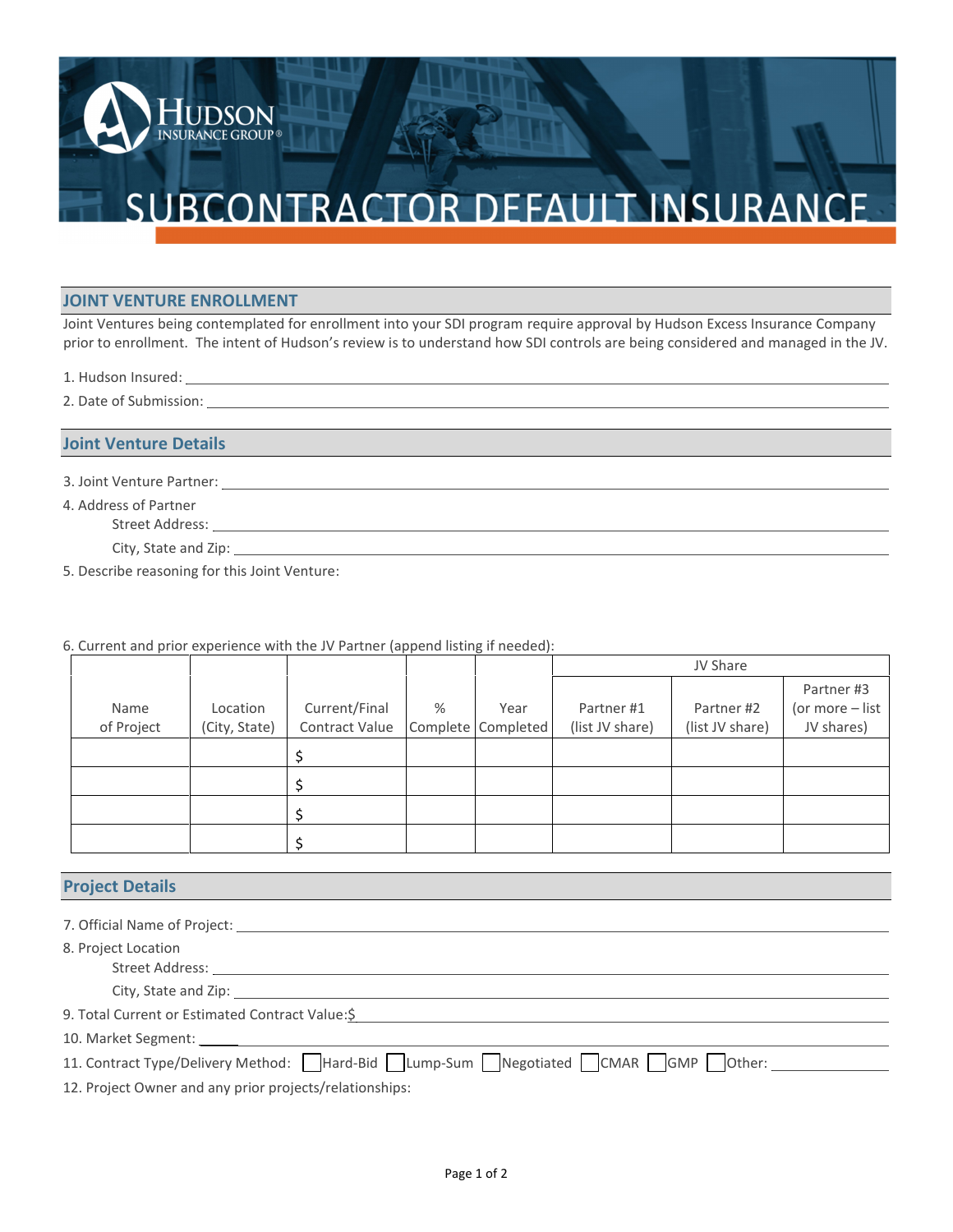# SUBCONTRACTOR DEFAULT INSURANCE

## JOINT VENTURE ENROLLMENT

Joint Ventures being contemplated for enrollment into your SDI program require approval by Hudson Excess Insurance Company prior to enrollment. The intent of Hudson's review is to understand how SDI controls are being considered and managed in the JV.

1. Hudson Insured: ______________________________

2. Date of Submission: ______________________________

## Joint Venture Details

3. Joint Venture Partner: ______________________________

4. Address of Partner
   - Street Address: ______________________________
   - City, State and Zip: ______________________________

5. Describe reasoning for this Joint Venture:

6. Current and prior experience with the JV Partner (append listing if needed):

| Name of Project | Location (City, State) | Current/Final Contract Value | % Complete | Year Completed | JV Share | | |
|---|---|---|---|---|---|---|---|
| | | | | | Partner #1 (list JV share) | Partner #2 (list JV share) | Partner #3 (or more – list JV shares) |
| | | $ | | | | | |
| | | $ | | | | | |
| | | $ | | | | | |
| | | $ | | | | | |

## Project Details

7. Official Name of Project: ______________________________

8. Project Location
   - Street Address: ______________________________
   - City, State and Zip: ______________________________

9. Total Current or Estimated Contract Value: $______________________________

10. Market Segment: ______________________________

11. Contract Type/Delivery Method: ☐ Hard-Bid ☐ Lump-Sum ☐ Negotiated ☐ CMAR ☐ GMP ☐ Other: ______________

12. Project Owner and any prior projects/relationships: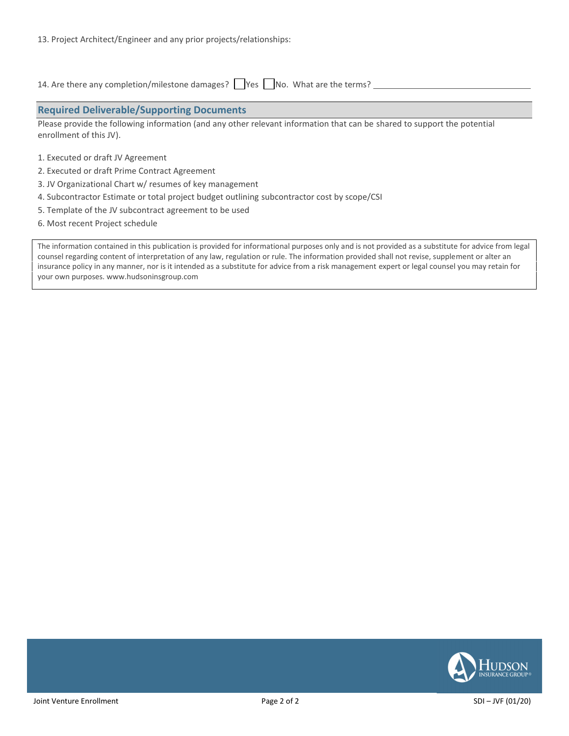13. Project Architect/Engineer and any prior projects/relationships:

14. Are there any completion/milestone damages? ☐ Yes ☐ No. What are the terms? \_\_\_\_\_\_\_\_\_\_\_\_\_\_\_\_\_\_\_\_\_\_\_\_\_\_\_\_\_\_\_\_\_\_\_\_

## Required Deliverable/Supporting Documents

Please provide the following information (and any other relevant information that can be shared to support the potential enrollment of this JV).

1. Executed or draft JV Agreement
2. Executed or draft Prime Contract Agreement
3. JV Organizational Chart w/ resumes of key management
4. Subcontractor Estimate or total project budget outlining subcontractor cost by scope/CSI
5. Template of the JV subcontract agreement to be used
6. Most recent Project schedule

The information contained in this publication is provided for informational purposes only and is not provided as a substitute for advice from legal counsel regarding content of interpretation of any law, regulation or rule. The information provided shall not revise, supplement or alter an insurance policy in any manner, nor is it intended as a substitute for advice from a risk management expert or legal counsel you may retain for your own purposes. www.hudsoninsgroup.com

HUDSON INSURANCE GROUP®

Joint Venture Enrollment

SDI – JVF (01/20)